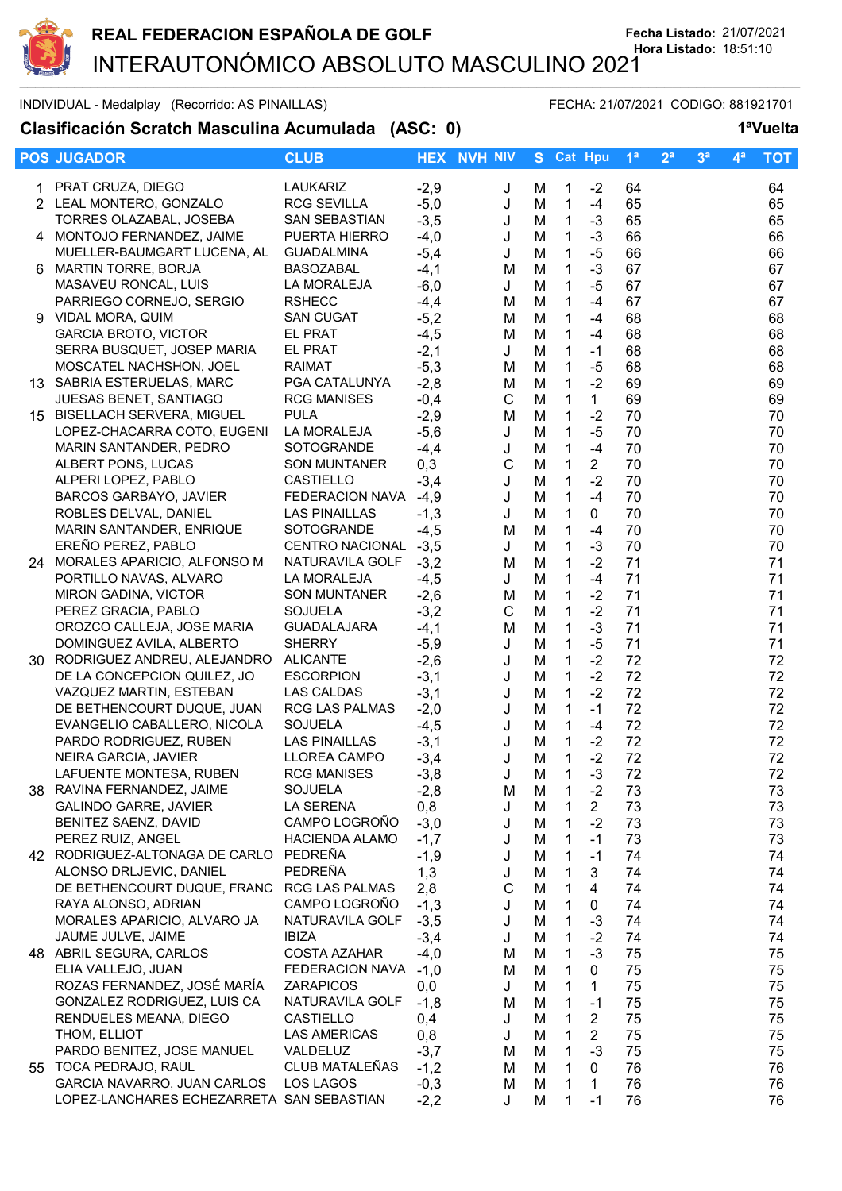# REAL FEDERACION ESPAÑOLA DE GOLF

**Fecha Listado:** 21/07/2021
**Hora Listado:** 18:51:10

## INTERAUTONÓMICO ABSOLUTO MASCULINO 2021

INDIVIDUAL - Medalplay (Recorrido: AS PINAILLAS) FECHA: 21/07/2021 CODIGO: 881921701

### Clasificación Scratch Masculina Acumulada (ASC: 0) 1ªVuelta

| POS | JUGADOR | CLUB | HEX | NVH | NIV | S | Cat | Hpu | 1ª | 2ª | 3ª | 4ª | TOT |
|---|---|---|---|---|---|---|---|---|---|---|---|---|---|
| 1 | PRAT CRUZA, DIEGO | LAUKARIZ | -2,9 | | J | M | 1 | -2 | 64 | | | | 64 |
| 2 | LEAL MONTERO, GONZALO | RCG SEVILLA | -5,0 | | J | M | 1 | -4 | 65 | | | | 65 |
| | TORRES OLAZABAL, JOSEBA | SAN SEBASTIAN | -3,5 | | J | M | 1 | -3 | 65 | | | | 65 |
| 4 | MONTOJO FERNANDEZ, JAIME | PUERTA HIERRO | -4,0 | | J | M | 1 | -3 | 66 | | | | 66 |
| | MUELLER-BAUMGART LUCENA, AL | GUADALMINA | -5,4 | | J | M | 1 | -5 | 66 | | | | 66 |
| 6 | MARTIN TORRE, BORJA | BASOZABAL | -4,1 | | M | M | 1 | -3 | 67 | | | | 67 |
| | MASAVEU RONCAL, LUIS | LA MORALEJA | -6,0 | | J | M | 1 | -5 | 67 | | | | 67 |
| | PARRIEGO CORNEJO, SERGIO | RSHECC | -4,4 | | M | M | 1 | -4 | 67 | | | | 67 |
| 9 | VIDAL MORA, QUIM | SAN CUGAT | -5,2 | | M | M | 1 | -4 | 68 | | | | 68 |
| | GARCIA BROTO, VICTOR | EL PRAT | -4,5 | | M | M | 1 | -4 | 68 | | | | 68 |
| | SERRA BUSQUET, JOSEP MARIA | EL PRAT | -2,1 | | J | M | 1 | -1 | 68 | | | | 68 |
| | MOSCATEL NACHSHON, JOEL | RAIMAT | -5,3 | | M | M | 1 | -5 | 68 | | | | 68 |
| 13 | SABRIA ESTERUELAS, MARC | PGA CATALUNYA | -2,8 | | M | M | 1 | -2 | 69 | | | | 69 |
| | JUESAS BENET, SANTIAGO | RCG MANISES | -0,4 | | C | M | 1 | 1 | 69 | | | | 69 |
| 15 | BISELLACH SERVERA, MIGUEL | PULA | -2,9 | | M | M | 1 | -2 | 70 | | | | 70 |
| | LOPEZ-CHACARRA COTO, EUGENI | LA MORALEJA | -5,6 | | J | M | 1 | -5 | 70 | | | | 70 |
| | MARIN SANTANDER, PEDRO | SOTOGRANDE | -4,4 | | J | M | 1 | -4 | 70 | | | | 70 |
| | ALBERT PONS, LUCAS | SON MUNTANER | 0,3 | | C | M | 1 | 2 | 70 | | | | 70 |
| | ALPERI LOPEZ, PABLO | CASTIELLO | -3,4 | | J | M | 1 | -2 | 70 | | | | 70 |
| | BARCOS GARBAYO, JAVIER | FEDERACION NAVA | -4,9 | | J | M | 1 | -4 | 70 | | | | 70 |
| | ROBLES DELVAL, DANIEL | LAS PINAILLAS | -1,3 | | J | M | 1 | 0 | 70 | | | | 70 |
| | MARIN SANTANDER, ENRIQUE | SOTOGRANDE | -4,5 | | M | M | 1 | -4 | 70 | | | | 70 |
| | EREÑO PEREZ, PABLO | CENTRO NACIONAL | -3,5 | | J | M | 1 | -3 | 70 | | | | 70 |
| 24 | MORALES APARICIO, ALFONSO M | NATURAVILA GOLF | -3,2 | | M | M | 1 | -2 | 71 | | | | 71 |
| | PORTILLO NAVAS, ALVARO | LA MORALEJA | -4,5 | | J | M | 1 | -4 | 71 | | | | 71 |
| | MIRON GADINA, VICTOR | SON MUNTANER | -2,6 | | M | M | 1 | -2 | 71 | | | | 71 |
| | PEREZ GRACIA, PABLO | SOJUELA | -3,2 | | C | M | 1 | -2 | 71 | | | | 71 |
| | OROZCO CALLEJA, JOSE MARIA | GUADALAJARA | -4,1 | | M | M | 1 | -3 | 71 | | | | 71 |
| | DOMINGUEZ AVILA, ALBERTO | SHERRY | -5,9 | | J | M | 1 | -5 | 71 | | | | 71 |
| 30 | RODRIGUEZ ANDREU, ALEJANDRO | ALICANTE | -2,6 | | J | M | 1 | -2 | 72 | | | | 72 |
| | DE LA CONCEPCION QUILEZ, JO | ESCORPION | -3,1 | | J | M | 1 | -2 | 72 | | | | 72 |
| | VAZQUEZ MARTIN, ESTEBAN | LAS CALDAS | -3,1 | | J | M | 1 | -2 | 72 | | | | 72 |
| | DE BETHENCOURT DUQUE, JUAN | RCG LAS PALMAS | -2,0 | | J | M | 1 | -1 | 72 | | | | 72 |
| | EVANGELIO CABALLERO, NICOLA | SOJUELA | -4,5 | | J | M | 1 | -4 | 72 | | | | 72 |
| | PARDO RODRIGUEZ, RUBEN | LAS PINAILLAS | -3,1 | | J | M | 1 | -2 | 72 | | | | 72 |
| | NEIRA GARCIA, JAVIER | LLOREA CAMPO | -3,4 | | J | M | 1 | -2 | 72 | | | | 72 |
| | LAFUENTE MONTESA, RUBEN | RCG MANISES | -3,8 | | J | M | 1 | -3 | 72 | | | | 72 |
| 38 | RAVINA FERNANDEZ, JAIME | SOJUELA | -2,8 | | M | M | 1 | -2 | 73 | | | | 73 |
| | GALINDO GARRE, JAVIER | LA SERENA | 0,8 | | J | M | 1 | 2 | 73 | | | | 73 |
| | BENITEZ SAENZ, DAVID | CAMPO LOGROÑO | -3,0 | | J | M | 1 | -2 | 73 | | | | 73 |
| | PEREZ RUIZ, ANGEL | HACIENDA ALAMO | -1,7 | | J | M | 1 | -1 | 73 | | | | 73 |
| 42 | RODRIGUEZ-ALTONAGA DE CARLO | PEDREÑA | -1,9 | | J | M | 1 | -1 | 74 | | | | 74 |
| | ALONSO DRLJEVIC, DANIEL | PEDREÑA | 1,3 | | J | M | 1 | 3 | 74 | | | | 74 |
| | DE BETHENCOURT DUQUE, FRANC | RCG LAS PALMAS | 2,8 | | C | M | 1 | 4 | 74 | | | | 74 |
| | RAYA ALONSO, ADRIAN | CAMPO LOGROÑO | -1,3 | | J | M | 1 | 0 | 74 | | | | 74 |
| | MORALES APARICIO, ALVARO JA | NATURAVILA GOLF | -3,5 | | J | M | 1 | -3 | 74 | | | | 74 |
| | JAUME JULVE, JAIME | IBIZA | -3,4 | | J | M | 1 | -2 | 74 | | | | 74 |
| 48 | ABRIL SEGURA, CARLOS | COSTA AZAHAR | -4,0 | | M | M | 1 | -3 | 75 | | | | 75 |
| | ELIA VALLEJO, JUAN | FEDERACION NAVA | -1,0 | | M | M | 1 | 0 | 75 | | | | 75 |
| | ROZAS FERNANDEZ, JOSÉ MARÍA | ZARAPICOS | 0,0 | | J | M | 1 | 1 | 75 | | | | 75 |
| | GONZALEZ RODRIGUEZ, LUIS CA | NATURAVILA GOLF | -1,8 | | M | M | 1 | -1 | 75 | | | | 75 |
| | RENDUELES MEANA, DIEGO | CASTIELLO | 0,4 | | J | M | 1 | 2 | 75 | | | | 75 |
| | THOM, ELLIOT | LAS AMERICAS | 0,8 | | J | M | 1 | 2 | 75 | | | | 75 |
| | PARDO BENITEZ, JOSE MANUEL | VALDELUZ | -3,7 | | M | M | 1 | -3 | 75 | | | | 75 |
| 55 | TOCA PEDRAJO, RAUL | CLUB MATALEÑAS | -1,2 | | M | M | 1 | 0 | 76 | | | | 76 |
| | GARCIA NAVARRO, JUAN CARLOS | LOS LAGOS | -0,3 | | M | M | 1 | 1 | 76 | | | | 76 |
| | LOPEZ-LANCHARES ECHEZARRETA | SAN SEBASTIAN | -2,2 | | J | M | 1 | -1 | 76 | | | | 76 |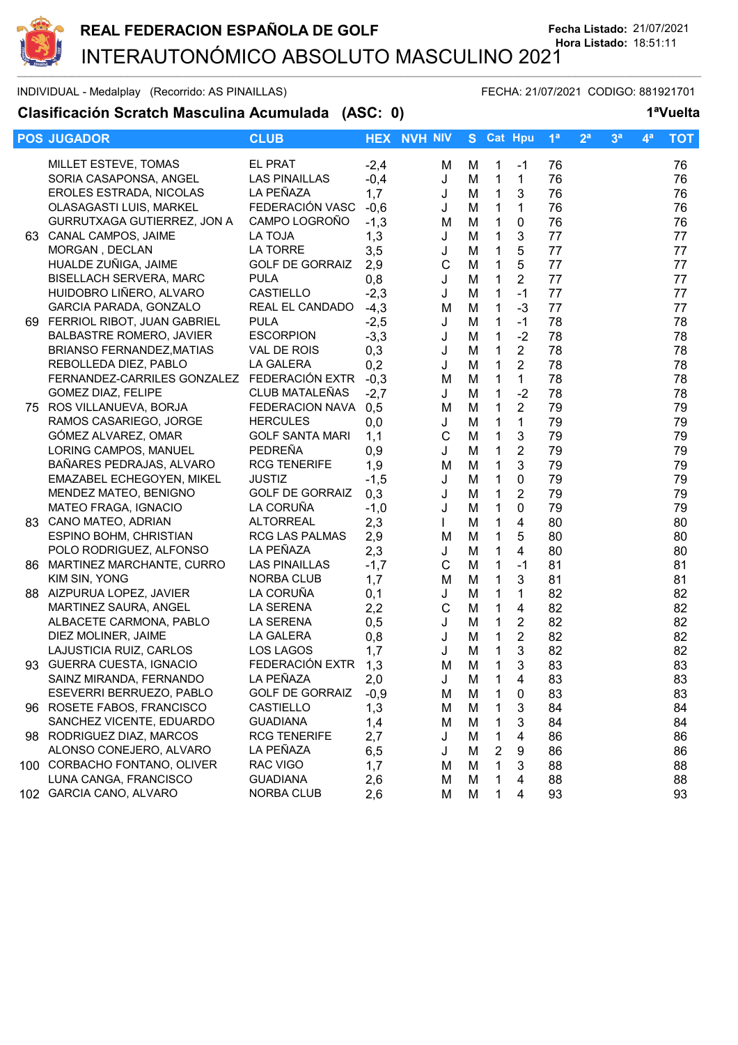# REAL FEDERACION ESPAÑOLA DE GOLF

**Fecha Listado:** 21/07/2021
**Hora Listado:** 18:51:11

## INTERAUTONÓMICO ABSOLUTO MASCULINO 2021

INDIVIDUAL - Medalplay (Recorrido: AS PINAILLAS)

FECHA: 21/07/2021 CODIGO: 881921701

### Clasificación Scratch Masculina Acumulada (ASC: 0)

**1ªVuelta**

| POS | JUGADOR | CLUB | HEX | NVH | NIV | S | Cat | Hpu | 1ª | 2ª | 3ª | 4ª | TOT |
|---|---|---|---|---|---|---|---|---|---|---|---|---|---|
| | MILLET ESTEVE, TOMAS | EL PRAT | -2,4 | | M | M | 1 | -1 | 76 | | | | 76 |
| | SORIA CASAPONSA, ANGEL | LAS PINAILLAS | -0,4 | | J | M | 1 | 1 | 76 | | | | 76 |
| | EROLES ESTRADA, NICOLAS | LA PEÑAZA | 1,7 | | J | M | 1 | 3 | 76 | | | | 76 |
| | OLASAGASTI LUIS, MARKEL | FEDERACIÓN VASC | -0,6 | | J | M | 1 | 1 | 76 | | | | 76 |
| | GURRUTXAGA GUTIERREZ, JON A | CAMPO LOGROÑO | -1,3 | | M | M | 1 | 0 | 76 | | | | 76 |
| 63 | CANAL CAMPOS, JAIME | LA TOJA | 1,3 | | J | M | 1 | 3 | 77 | | | | 77 |
| | MORGAN , DECLAN | LA TORRE | 3,5 | | J | M | 1 | 5 | 77 | | | | 77 |
| | HUALDE ZUÑIGA, JAIME | GOLF DE GORRAIZ | 2,9 | | C | M | 1 | 5 | 77 | | | | 77 |
| | BISELLACH SERVERA, MARC | PULA | 0,8 | | J | M | 1 | 2 | 77 | | | | 77 |
| | HUIDOBRO LIÑERO, ALVARO | CASTIELLO | -2,3 | | J | M | 1 | -1 | 77 | | | | 77 |
| | GARCIA PARADA, GONZALO | REAL EL CANDADO | -4,3 | | M | M | 1 | -3 | 77 | | | | 77 |
| 69 | FERRIOL RIBOT, JUAN GABRIEL | PULA | -2,5 | | J | M | 1 | -1 | 78 | | | | 78 |
| | BALBASTRE ROMERO, JAVIER | ESCORPION | -3,3 | | J | M | 1 | -2 | 78 | | | | 78 |
| | BRIANSO FERNANDEZ,MATIAS | VAL DE ROIS | 0,3 | | J | M | 1 | 2 | 78 | | | | 78 |
| | REBOLLEDA DIEZ, PABLO | LA GALERA | 0,2 | | J | M | 1 | 2 | 78 | | | | 78 |
| | FERNANDEZ-CARRILES GONZALEZ | FEDERACIÓN EXTR | -0,3 | | M | M | 1 | 1 | 78 | | | | 78 |
| | GOMEZ DIAZ, FELIPE | CLUB MATALEÑAS | -2,7 | | J | M | 1 | -2 | 78 | | | | 78 |
| 75 | ROS VILLANUEVA, BORJA | FEDERACION NAVA | 0,5 | | M | M | 1 | 2 | 79 | | | | 79 |
| | RAMOS CASARIEGO, JORGE | HERCULES | 0,0 | | J | M | 1 | 1 | 79 | | | | 79 |
| | GÓMEZ ALVAREZ, OMAR | GOLF SANTA MARI | 1,1 | | C | M | 1 | 3 | 79 | | | | 79 |
| | LORING CAMPOS, MANUEL | PEDREÑA | 0,9 | | J | M | 1 | 2 | 79 | | | | 79 |
| | BAÑARES PEDRAJAS, ALVARO | RCG TENERIFE | 1,9 | | M | M | 1 | 3 | 79 | | | | 79 |
| | EMAZABEL ECHEGOYEN, MIKEL | JUSTIZ | -1,5 | | J | M | 1 | 0 | 79 | | | | 79 |
| | MENDEZ MATEO, BENIGNO | GOLF DE GORRAIZ | 0,3 | | J | M | 1 | 2 | 79 | | | | 79 |
| | MATEO FRAGA, IGNACIO | LA CORUÑA | -1,0 | | J | M | 1 | 0 | 79 | | | | 79 |
| 83 | CANO MATEO, ADRIAN | ALTORREAL | 2,3 | | I | M | 1 | 4 | 80 | | | | 80 |
| | ESPINO BOHM, CHRISTIAN | RCG LAS PALMAS | 2,9 | | M | M | 1 | 5 | 80 | | | | 80 |
| | POLO RODRIGUEZ, ALFONSO | LA PEÑAZA | 2,3 | | J | M | 1 | 4 | 80 | | | | 80 |
| 86 | MARTINEZ MARCHANTE, CURRO | LAS PINAILLAS | -1,7 | | C | M | 1 | -1 | 81 | | | | 81 |
| | KIM SIN, YONG | NORBA CLUB | 1,7 | | M | M | 1 | 3 | 81 | | | | 81 |
| 88 | AIZPURUA LOPEZ, JAVIER | LA CORUÑA | 0,1 | | J | M | 1 | 1 | 82 | | | | 82 |
| | MARTINEZ SAURA, ANGEL | LA SERENA | 2,2 | | C | M | 1 | 4 | 82 | | | | 82 |
| | ALBACETE CARMONA, PABLO | LA SERENA | 0,5 | | J | M | 1 | 2 | 82 | | | | 82 |
| | DIEZ MOLINER, JAIME | LA GALERA | 0,8 | | J | M | 1 | 2 | 82 | | | | 82 |
| | LAJUSTICIA RUIZ, CARLOS | LOS LAGOS | 1,7 | | J | M | 1 | 3 | 82 | | | | 82 |
| 93 | GUERRA CUESTA, IGNACIO | FEDERACIÓN EXTR | 1,3 | | M | M | 1 | 3 | 83 | | | | 83 |
| | SAINZ MIRANDA, FERNANDO | LA PEÑAZA | 2,0 | | J | M | 1 | 4 | 83 | | | | 83 |
| | ESEVERRI BERRUEZO, PABLO | GOLF DE GORRAIZ | -0,9 | | M | M | 1 | 0 | 83 | | | | 83 |
| 96 | ROSETE FABOS, FRANCISCO | CASTIELLO | 1,3 | | M | M | 1 | 3 | 84 | | | | 84 |
| | SANCHEZ VICENTE, EDUARDO | GUADIANA | 1,4 | | M | M | 1 | 3 | 84 | | | | 84 |
| 98 | RODRIGUEZ DIAZ, MARCOS | RCG TENERIFE | 2,7 | | J | M | 1 | 4 | 86 | | | | 86 |
| | ALONSO CONEJERO, ALVARO | LA PEÑAZA | 6,5 | | J | M | 2 | 9 | 86 | | | | 86 |
| 100 | CORBACHO FONTANO, OLIVER | RAC VIGO | 1,7 | | M | M | 1 | 3 | 88 | | | | 88 |
| | LUNA CANGA, FRANCISCO | GUADIANA | 2,6 | | M | M | 1 | 4 | 88 | | | | 88 |
| 102 | GARCIA CANO, ALVARO | NORBA CLUB | 2,6 | | M | M | 1 | 4 | 93 | | | | 93 |